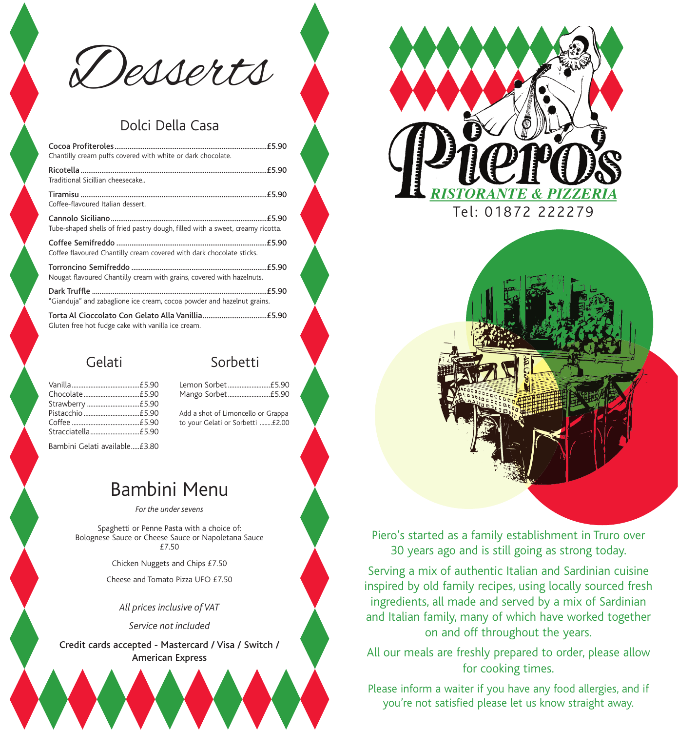# Desserts

## Dolci Della Casa

**Cocoa Profiteroles** ................ **£5.90**
Chantilly cream puffs covered with white or dark chocolate.

**Ricotella** ................ **£5.90**
Traditional Sicillian cheesecake..

**Tiramisu** ................ **£5.90**
Coffee-flavoured Italian dessert.

**Cannolo Siciliano** ................ **£5.90**
Tube-shaped shells of fried pastry dough, filled with a sweet, creamy ricotta.

**Coffee Semifreddo** ................ **£5.90**
Coffee flavoured Chantilly cream covered with dark chocolate sticks.

**Torroncino Semifreddo** ................ **£5.90**
Nougat flavoured Chantilly cream with grains, covered with hazelnuts.

**Dark Truffle** ................ **£5.90**
"Gianduja" and zabaglione ice cream, cocoa powder and hazelnut grains.

**Torta Al Cioccolato Con Gelato Alla Vanillia** ................ **£5.90**
Gluten free hot fudge cake with vanilla ice cream.

## Gelati

Vanilla ................ £5.90
Chocolate ................ £5.90
Strawberry ................ £5.90
Pistacchio ................ £5.90
Coffee ................ £5.90
Stracciatella ................ £5.90

Bambini Gelati available ..... £3.80

## Sorbetti

Lemon Sorbet ................ £5.90
Mango Sorbet ................ £5.90

Add a shot of Limoncello or Grappa to your Gelati or Sorbetti ........ £2.00

## Bambini Menu

*For the under sevens*

Spaghetti or Penne Pasta with a choice of:
Bolognese Sauce or Cheese Sauce or Napoletana Sauce
£7.50

Chicken Nuggets and Chips £7.50

Cheese and Tomato Pizza UFO £7.50

*All prices inclusive of VAT*

*Service not included*

**Credit cards accepted - Mastercard / Visa / Switch / American Express**

# Piero's

*RISTORANTE & PIZZERIA*

Tel: 01872 222279

Piero's started as a family establishment in Truro over 30 years ago and is still going as strong today.

Serving a mix of authentic Italian and Sardinian cuisine inspired by old family recipes, using locally sourced fresh ingredients, all made and served by a mix of Sardinian and Italian family, many of which have worked together on and off throughout the years.

All our meals are freshly prepared to order, please allow for cooking times.

Please inform a waiter if you have any food allergies, and if you're not satisfied please let us know straight away.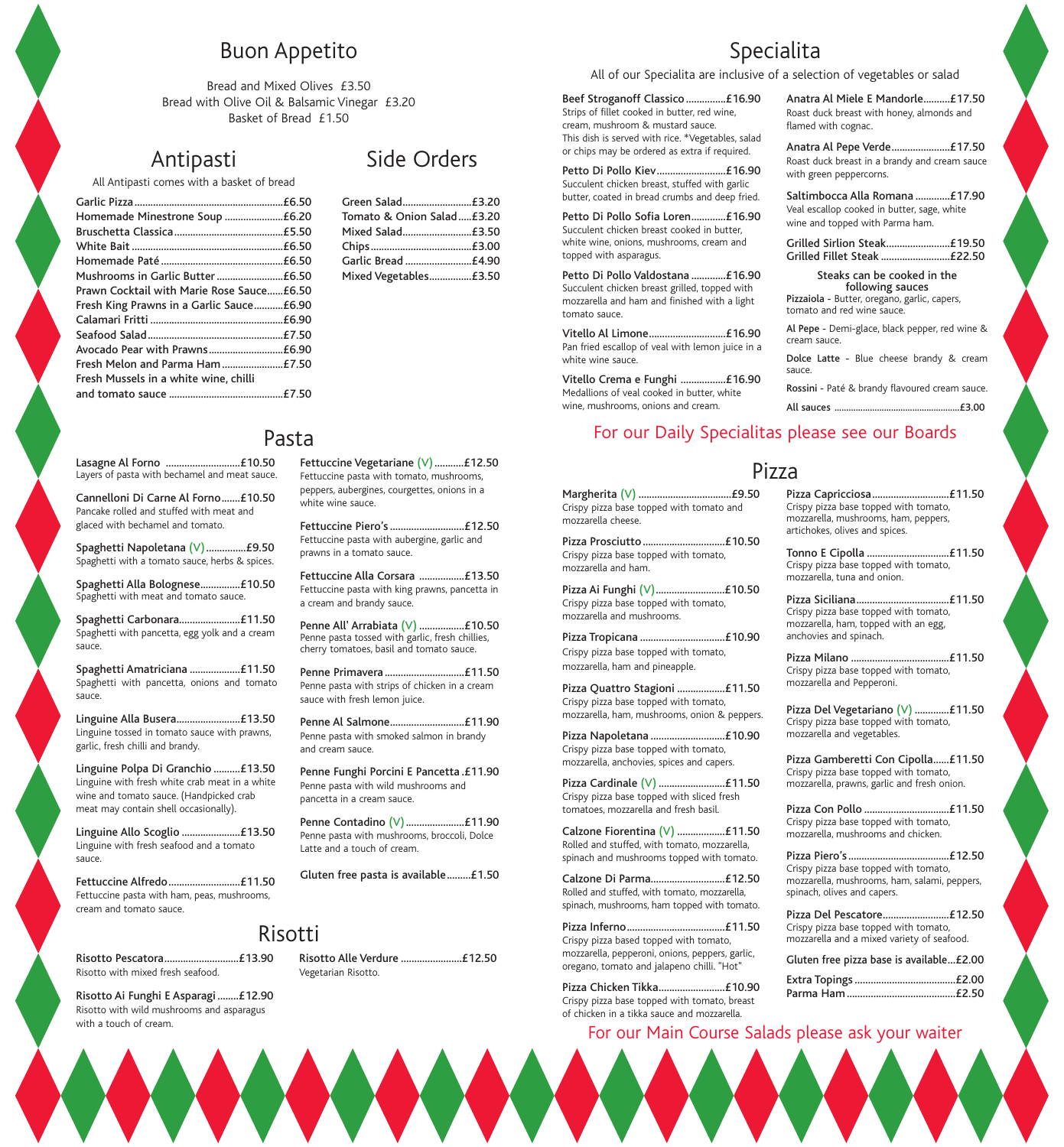## Buon Appetito

Bread and Mixed Olives £3.50
Bread with Olive Oil & Balsamic Vinegar £3.20
Basket of Bread £1.50

## Antipasti

All Antipasti comes with a basket of bread

- **Garlic Pizza** ........ £6.50
- **Homemade Minestrone Soup** ........ £6.20
- **Bruschetta Classica** ........ £5.50
- **White Bait** ........ £6.50
- **Homemade Paté** ........ £6.50
- **Mushrooms in Garlic Butter** ........ £6.50
- **Prawn Cocktail with Marie Rose Sauce** ........ £6.50
- **Fresh King Prawns in a Garlic Sauce** ........ £6.90
- **Calamari Fritti** ........ £6.90
- **Seafood Salad** ........ £7.50
- **Avocado Pear with Prawns** ........ £6.90
- **Fresh Melon and Parma Ham** ........ £7.50
- **Fresh Mussels in a white wine, chilli and tomato sauce** ........ £7.50

## Side Orders

- **Green Salad** ........ £3.20
- **Tomato & Onion Salad** ........ £3.20
- **Mixed Salad** ........ £3.50
- **Chips** ........ £3.00
- **Garlic Bread** ........ £4.90
- **Mixed Vegetables** ........ £3.50

## Pasta

**Lasagne Al Forno** ........ £10.50
Layers of pasta with bechamel and meat sauce.

**Cannelloni Di Carne Al Forno** ........ £10.50
Pancake rolled and stuffed with meat and glaced with bechamel and tomato.

**Spaghetti Napoletana (V)** ........ £9.50
Spaghetti with a tomato sauce, herbs & spices.

**Spaghetti Alla Bolognese** ........ £10.50
Spaghetti with meat and tomato sauce.

**Spaghetti Carbonara** ........ £11.50
Spaghetti with pancetta, egg yolk and a cream sauce.

**Spaghetti Amatriciana** ........ £11.50
Spaghetti with pancetta, onions and tomato sauce.

**Linguine Alla Busera** ........ £13.50
Linguine tossed in tomato sauce with prawns, garlic, fresh chilli and brandy.

**Linguine Polpa Di Granchio** ........ £13.50
Linguine with fresh white crab meat in a white wine and tomato sauce. (Handpicked crab meat may contain shell occasionally).

**Linguine Allo Scoglio** ........ £13.50
Linguine with fresh seafood and a tomato sauce.

**Fettuccine Alfredo** ........ £11.50
Fettuccine pasta with ham, peas, mushrooms, cream and tomato sauce.

**Fettuccine Vegetariane (V)** ........ £12.50
Fettuccine pasta with tomato, mushrooms, peppers, aubergines, courgettes, onions in a white wine sauce.

**Fettuccine Piero's** ........ £12.50
Fettuccine pasta with aubergine, garlic and prawns in a tomato sauce.

**Fettuccine Alla Corsara** ........ £13.50
Fettuccine pasta with king prawns, pancetta in a cream and brandy sauce.

**Penne All' Arrabiata (V)** ........ £10.50
Penne pasta tossed with garlic, fresh chillies, cherry tomatoes, basil and tomato sauce.

**Penne Primavera** ........ £11.50
Penne pasta with strips of chicken in a cream sauce with fresh lemon juice.

**Penne Al Salmone** ........ £11.90
Penne pasta with smoked salmon in brandy and cream sauce.

**Penne Funghi Porcini E Pancetta** ........ £11.90
Penne pasta with wild mushrooms and pancetta in a cream sauce.

**Penne Contadino (V)** ........ £11.90
Penne pasta with mushrooms, broccoli, Dolce Latte and a touch of cream.

**Gluten free pasta is available** ........ £1.50

## Risotti

**Risotto Pescatora** ........ £13.90
Risotto with mixed fresh seafood.

**Risotto Ai Funghi E Asparagi** ........ £12.90
Risotto with wild mushrooms and asparagus with a touch of cream.

**Risotto Alle Verdure** ........ £12.50
Vegetarian Risotto.

## Specialita

All of our Specialita are inclusive of a selection of vegetables or salad

**Beef Stroganoff Classico** ........ £16.90
Strips of fillet cooked in butter, red wine, cream, mushroom & mustard sauce.
This dish is served with rice. *Vegetables, salad or chips may be ordered as extra if required.

**Petto Di Pollo Kiev** ........ £16.90
Succulent chicken breast, stuffed with garlic butter, coated in bread crumbs and deep fried.

**Petto Di Pollo Sofia Loren** ........ £16.90
Succulent chicken breast cooked in butter, white wine, onions, mushrooms, cream and topped with asparagus.

**Petto Di Pollo Valdostana** ........ £16.90
Succulent chicken breast grilled, topped with mozzarella and ham and finished with a light tomato sauce.

**Vitello Al Limone** ........ £16.90
Pan fried escallop of veal with lemon juice in a white wine sauce.

**Vitello Crema e Funghi** ........ £16.90
Medallions of veal cooked in butter, white wine, mushrooms, onions and cream.

**Anatra Al Miele E Mandorle** ........ £17.50
Roast duck breast with honey, almonds and flamed with cognac.

**Anatra Al Pepe Verde** ........ £17.50
Roast duck breast in a brandy and cream sauce with green peppercorns.

**Saltimbocca Alla Romana** ........ £17.90
Veal escallop cooked in butter, sage, white wine and topped with Parma ham.

**Grilled Sirlion Steak** ........ £19.50
**Grilled Fillet Steak** ........ £22.50

**Steaks can be cooked in the following sauces**

**Pizzaiola** - Butter, oregano, garlic, capers, tomato and red wine sauce.

**Al Pepe** - Demi-glace, black pepper, red wine & cream sauce.

**Dolce Latte** - Blue cheese brandy & cream sauce.

**Rossini** - Paté & brandy flavoured cream sauce.

**All sauces** ........ £3.00

For our Daily Specialitas please see our Boards

## Pizza

**Margherita (V)** ........ £9.50
Crispy pizza base topped with tomato and mozzarella cheese.

**Pizza Prosciutto** ........ £10.50
Crispy pizza base topped with tomato, mozzarella and ham.

**Pizza Ai Funghi (V)** ........ £10.50
Crispy pizza base topped with tomato, mozzarella and mushrooms.

**Pizza Tropicana** ........ £10.90
Crispy pizza base topped with tomato, mozzarella, ham and pineapple.

**Pizza Quattro Stagioni** ........ £11.50
Crispy pizza base topped with tomato, mozzarella, ham, mushrooms, onion & peppers.

**Pizza Napoletana** ........ £10.90
Crispy pizza base topped with tomato, mozzarella, anchovies, spices and capers.

**Pizza Cardinale (V)** ........ £11.50
Crispy pizza base topped with sliced fresh tomatoes, mozzarella and fresh basil.

**Calzone Fiorentina (V)** ........ £11.50
Rolled and stuffed, with tomato, mozzarella, spinach and mushrooms topped with tomato.

**Calzone Di Parma** ........ £12.50
Rolled and stuffed, with tomato, mozzarella, spinach, mushrooms, ham topped with tomato.

**Pizza Inferno** ........ £11.50
Crispy pizza based topped with tomato, mozzarella, pepperoni, onions, peppers, garlic, oregano, tomato and jalapeno chilli. "Hot"

**Pizza Chicken Tikka** ........ £10.90
Crispy pizza base topped with tomato, breast of chicken in a tikka sauce and mozzarella.

**Pizza Capricciosa** ........ £11.50
Crispy pizza base topped with tomato, mozzarella, mushrooms, ham, peppers, artichokes, olives and spices.

**Tonno E Cipolla** ........ £11.50
Crispy pizza base topped with tomato, mozzarella, tuna and onion.

**Pizza Siciliana** ........ £11.50
Crispy pizza base topped with tomato, mozzarella, ham, topped with an egg, anchovies and spinach.

**Pizza Milano** ........ £11.50
Crispy pizza base topped with tomato, mozzarella and Pepperoni.

**Pizza Del Vegetariano (V)** ........ £11.50
Crispy pizza base topped with tomato, mozzarella and vegetables.

**Pizza Gamberetti Con Cipolla** ........ £11.50
Crispy pizza base topped with tomato, mozzarella, prawns, garlic and fresh onion.

**Pizza Con Pollo** ........ £11.50
Crispy pizza base topped with tomato, mozzarella, mushrooms and chicken.

**Pizza Piero's** ........ £12.50
Crispy pizza base topped with tomato, mozzarella, mushrooms, ham, salami, peppers, spinach, olives and capers.

**Pizza Del Pescatore** ........ £12.50
Crispy pizza base topped with tomato, mozzarella and a mixed variety of seafood.

**Gluten free pizza base is available** ........ £2.00

**Extra Topings** ........ £2.00
**Parma Ham** ........ £2.50

For our Main Course Salads please ask your waiter